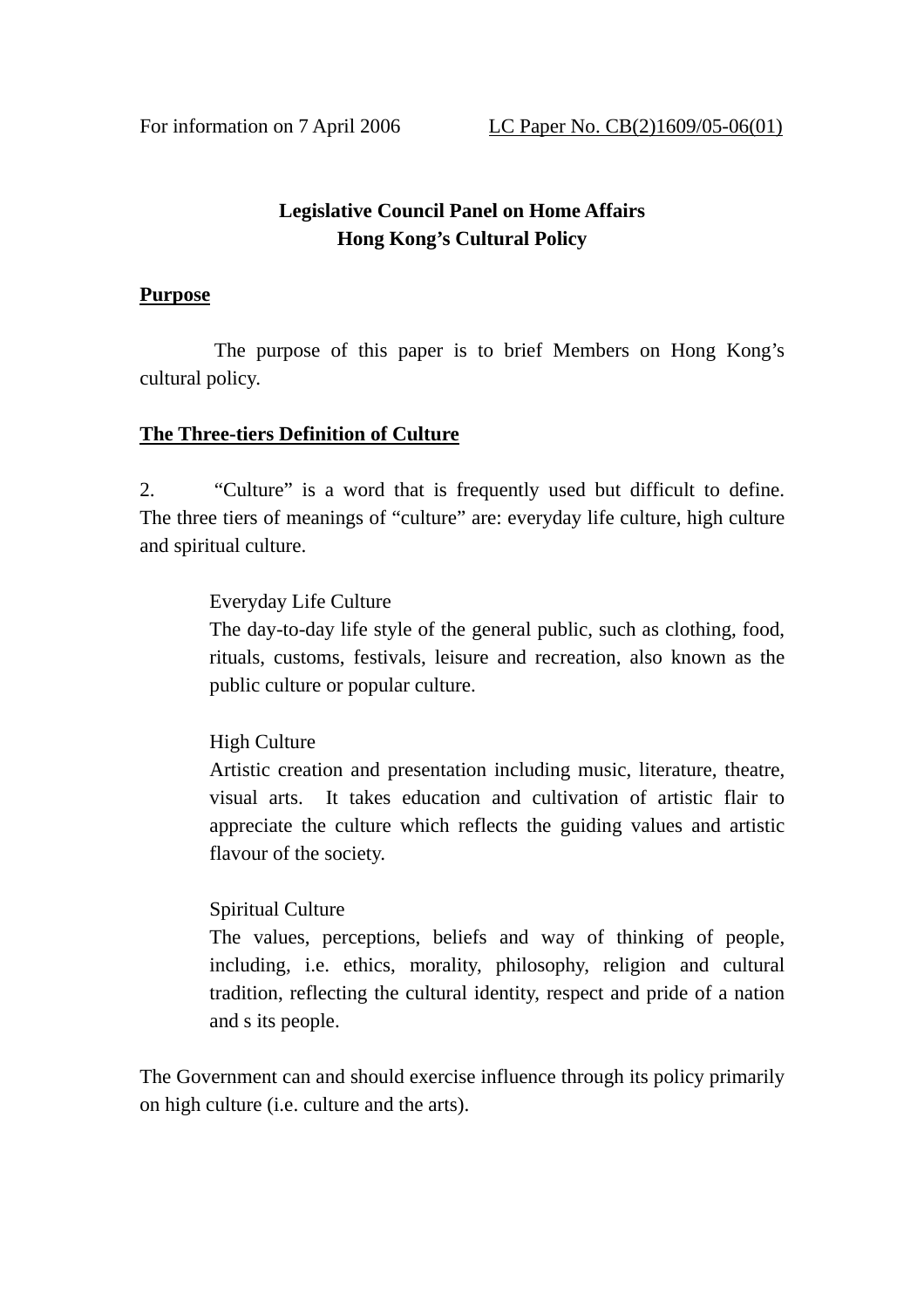For information on 7 April 2006 LC Paper No. CB(2)1609/05-06(01)

**Legislative Council Panel on Home Affairs**
**Hong Kong's Cultural Policy**

## Purpose

The purpose of this paper is to brief Members on Hong Kong's cultural policy.

## The Three-tiers Definition of Culture

2. "Culture" is a word that is frequently used but difficult to define. The three tiers of meanings of "culture" are: everyday life culture, high culture and spiritual culture.

> Everyday Life Culture
> The day-to-day life style of the general public, such as clothing, food, rituals, customs, festivals, leisure and recreation, also known as the public culture or popular culture.
>
> High Culture
> Artistic creation and presentation including music, literature, theatre, visual arts. It takes education and cultivation of artistic flair to appreciate the culture which reflects the guiding values and artistic flavour of the society.
>
> Spiritual Culture
> The values, perceptions, beliefs and way of thinking of people, including, i.e. ethics, morality, philosophy, religion and cultural tradition, reflecting the cultural identity, respect and pride of a nation and s its people.

The Government can and should exercise influence through its policy primarily on high culture (i.e. culture and the arts).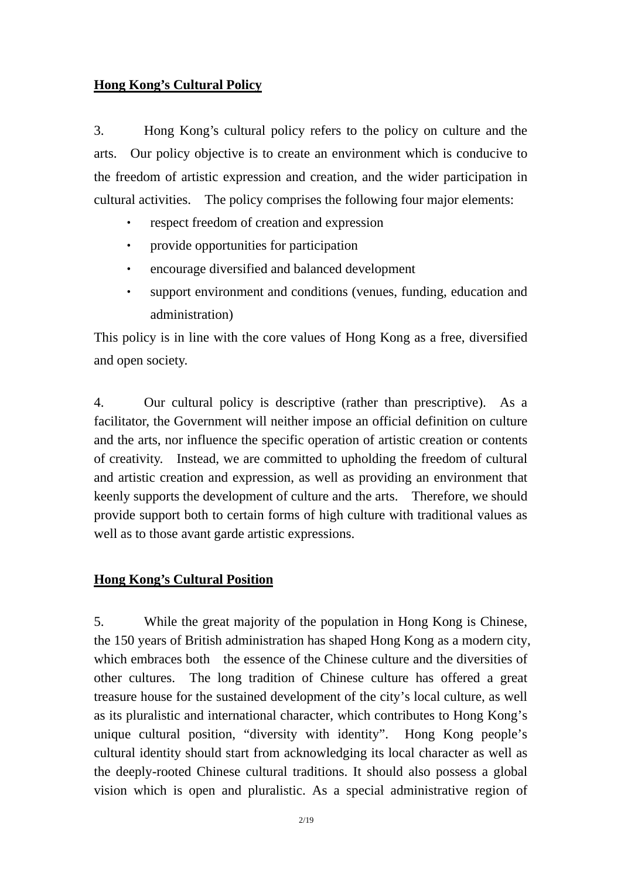## Hong Kong's Cultural Policy

3. Hong Kong's cultural policy refers to the policy on culture and the arts. Our policy objective is to create an environment which is conducive to the freedom of artistic expression and creation, and the wider participation in cultural activities. The policy comprises the following four major elements:

- respect freedom of creation and expression
- provide opportunities for participation
- encourage diversified and balanced development
- support environment and conditions (venues, funding, education and administration)

This policy is in line with the core values of Hong Kong as a free, diversified and open society.

4. Our cultural policy is descriptive (rather than prescriptive). As a facilitator, the Government will neither impose an official definition on culture and the arts, nor influence the specific operation of artistic creation or contents of creativity. Instead, we are committed to upholding the freedom of cultural and artistic creation and expression, as well as providing an environment that keenly supports the development of culture and the arts. Therefore, we should provide support both to certain forms of high culture with traditional values as well as to those avant garde artistic expressions.

## Hong Kong's Cultural Position

5. While the great majority of the population in Hong Kong is Chinese, the 150 years of British administration has shaped Hong Kong as a modern city, which embraces both the essence of the Chinese culture and the diversities of other cultures. The long tradition of Chinese culture has offered a great treasure house for the sustained development of the city's local culture, as well as its pluralistic and international character, which contributes to Hong Kong's unique cultural position, "diversity with identity". Hong Kong people's cultural identity should start from acknowledging its local character as well as the deeply-rooted Chinese cultural traditions. It should also possess a global vision which is open and pluralistic. As a special administrative region of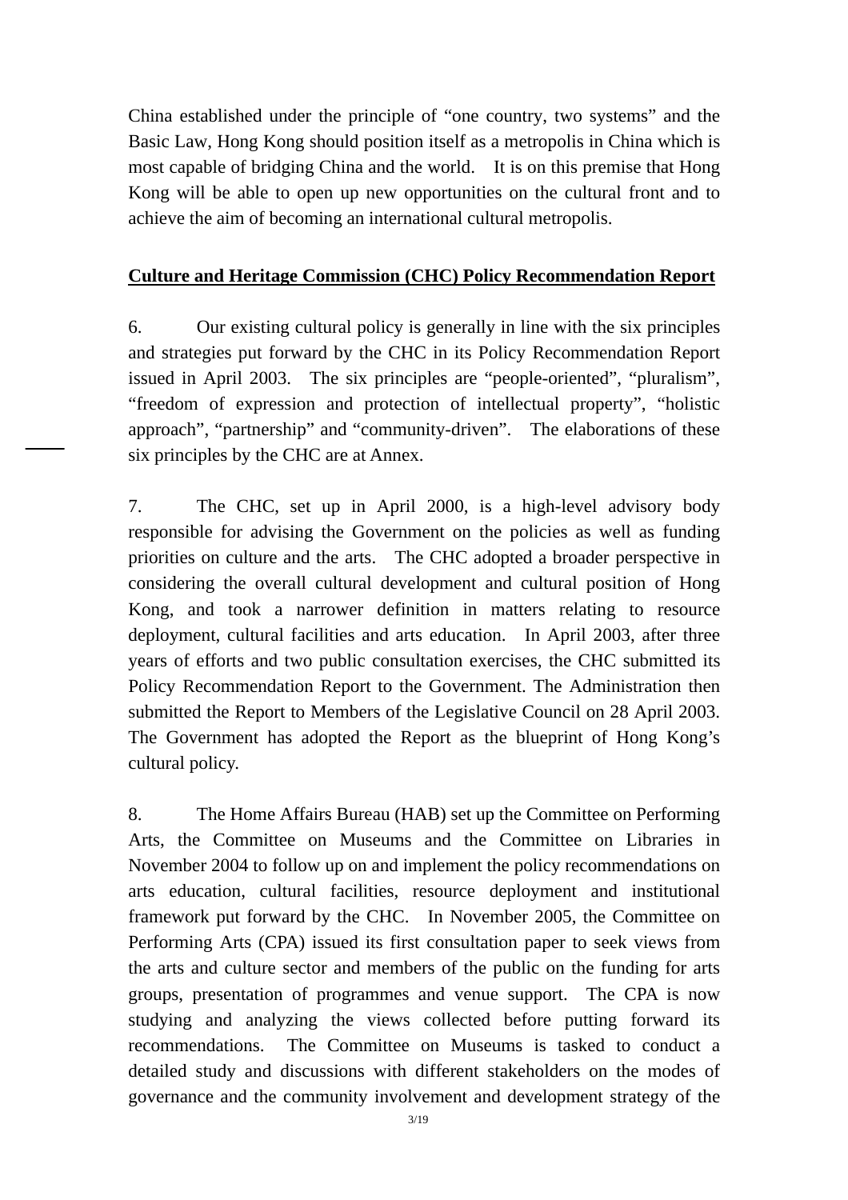China established under the principle of "one country, two systems" and the Basic Law, Hong Kong should position itself as a metropolis in China which is most capable of bridging China and the world. It is on this premise that Hong Kong will be able to open up new opportunities on the cultural front and to achieve the aim of becoming an international cultural metropolis.

**Culture and Heritage Commission (CHC) Policy Recommendation Report**

6. Our existing cultural policy is generally in line with the six principles and strategies put forward by the CHC in its Policy Recommendation Report issued in April 2003. The six principles are "people-oriented", "pluralism", "freedom of expression and protection of intellectual property", "holistic approach", "partnership" and "community-driven". The elaborations of these six principles by the CHC are at Annex.

7. The CHC, set up in April 2000, is a high-level advisory body responsible for advising the Government on the policies as well as funding priorities on culture and the arts. The CHC adopted a broader perspective in considering the overall cultural development and cultural position of Hong Kong, and took a narrower definition in matters relating to resource deployment, cultural facilities and arts education. In April 2003, after three years of efforts and two public consultation exercises, the CHC submitted its Policy Recommendation Report to the Government. The Administration then submitted the Report to Members of the Legislative Council on 28 April 2003. The Government has adopted the Report as the blueprint of Hong Kong's cultural policy.

8. The Home Affairs Bureau (HAB) set up the Committee on Performing Arts, the Committee on Museums and the Committee on Libraries in November 2004 to follow up on and implement the policy recommendations on arts education, cultural facilities, resource deployment and institutional framework put forward by the CHC. In November 2005, the Committee on Performing Arts (CPA) issued its first consultation paper to seek views from the arts and culture sector and members of the public on the funding for arts groups, presentation of programmes and venue support. The CPA is now studying and analyzing the views collected before putting forward its recommendations. The Committee on Museums is tasked to conduct a detailed study and discussions with different stakeholders on the modes of governance and the community involvement and development strategy of the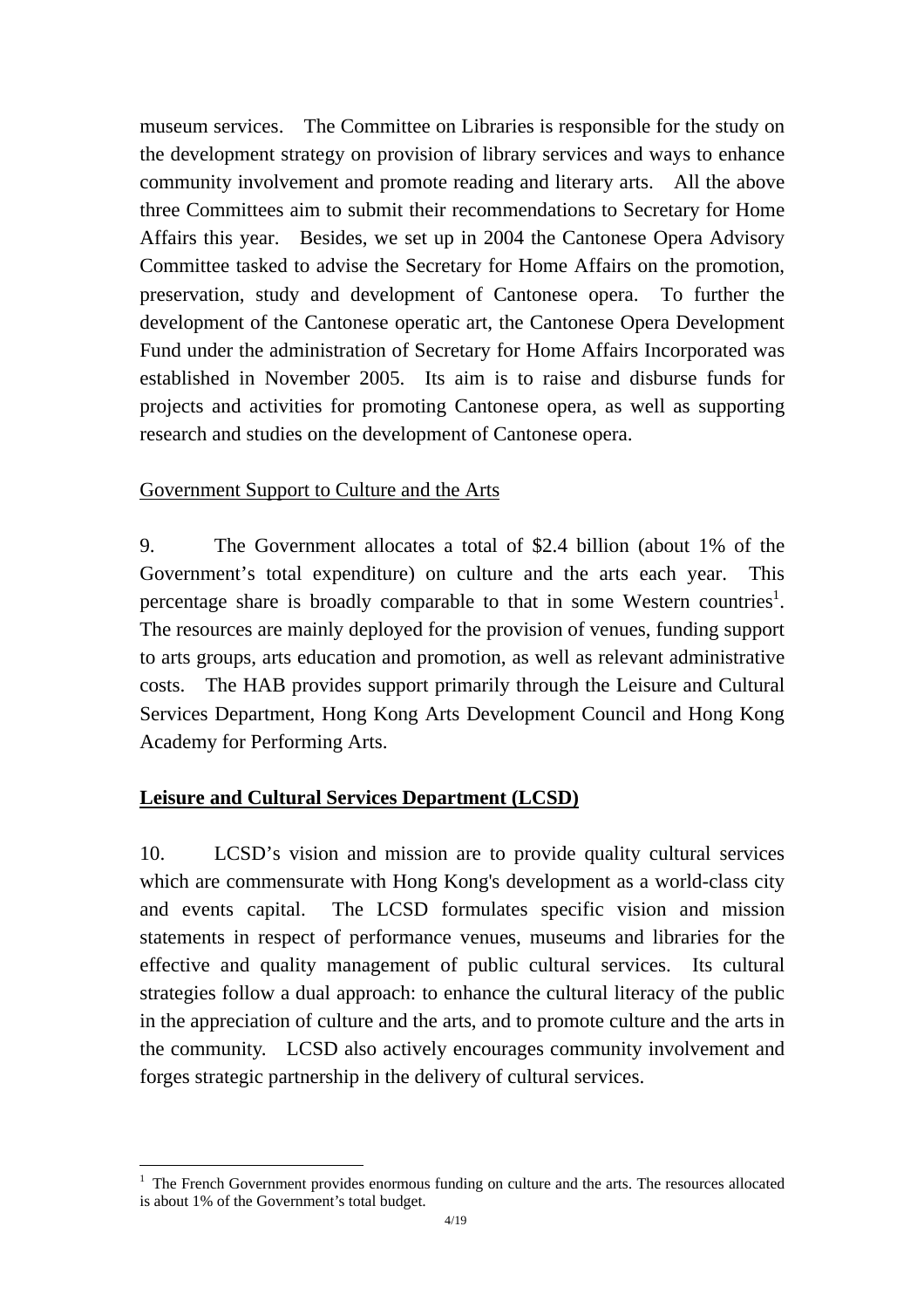museum services. The Committee on Libraries is responsible for the study on the development strategy on provision of library services and ways to enhance community involvement and promote reading and literary arts. All the above three Committees aim to submit their recommendations to Secretary for Home Affairs this year. Besides, we set up in 2004 the Cantonese Opera Advisory Committee tasked to advise the Secretary for Home Affairs on the promotion, preservation, study and development of Cantonese opera. To further the development of the Cantonese operatic art, the Cantonese Opera Development Fund under the administration of Secretary for Home Affairs Incorporated was established in November 2005. Its aim is to raise and disburse funds for projects and activities for promoting Cantonese opera, as well as supporting research and studies on the development of Cantonese opera.

<u>Government Support to Culture and the Arts</u>

9. The Government allocates a total of $2.4 billion (about 1% of the Government's total expenditure) on culture and the arts each year. This percentage share is broadly comparable to that in some Western countries[1]. The resources are mainly deployed for the provision of venues, funding support to arts groups, arts education and promotion, as well as relevant administrative costs. The HAB provides support primarily through the Leisure and Cultural Services Department, Hong Kong Arts Development Council and Hong Kong Academy for Performing Arts.

**<u>Leisure and Cultural Services Department (LCSD)</u>**

10. LCSD's vision and mission are to provide quality cultural services which are commensurate with Hong Kong's development as a world-class city and events capital. The LCSD formulates specific vision and mission statements in respect of performance venues, museums and libraries for the effective and quality management of public cultural services. Its cultural strategies follow a dual approach: to enhance the cultural literacy of the public in the appreciation of culture and the arts, and to promote culture and the arts in the community. LCSD also actively encourages community involvement and forges strategic partnership in the delivery of cultural services.

---

[1] The French Government provides enormous funding on culture and the arts. The resources allocated is about 1% of the Government's total budget.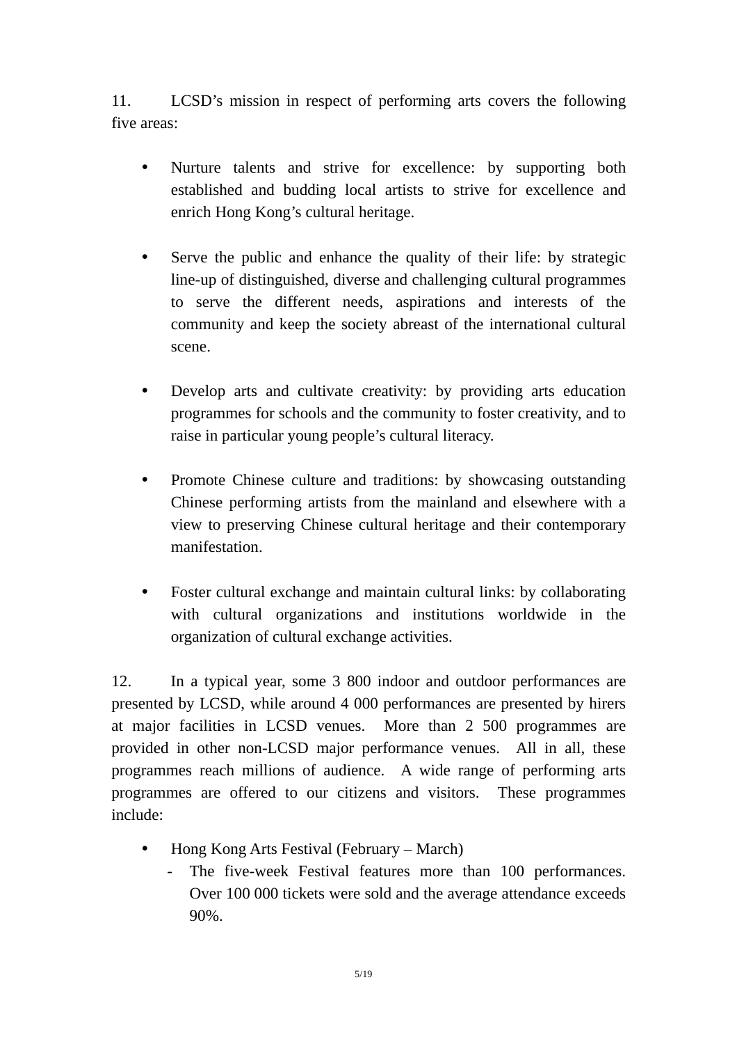11. LCSD's mission in respect of performing arts covers the following five areas:

- Nurture talents and strive for excellence: by supporting both established and budding local artists to strive for excellence and enrich Hong Kong's cultural heritage.

- Serve the public and enhance the quality of their life: by strategic line-up of distinguished, diverse and challenging cultural programmes to serve the different needs, aspirations and interests of the community and keep the society abreast of the international cultural scene.

- Develop arts and cultivate creativity: by providing arts education programmes for schools and the community to foster creativity, and to raise in particular young people's cultural literacy.

- Promote Chinese culture and traditions: by showcasing outstanding Chinese performing artists from the mainland and elsewhere with a view to preserving Chinese cultural heritage and their contemporary manifestation.

- Foster cultural exchange and maintain cultural links: by collaborating with cultural organizations and institutions worldwide in the organization of cultural exchange activities.

12. In a typical year, some 3 800 indoor and outdoor performances are presented by LCSD, while around 4 000 performances are presented by hirers at major facilities in LCSD venues. More than 2 500 programmes are provided in other non-LCSD major performance venues. All in all, these programmes reach millions of audience. A wide range of performing arts programmes are offered to our citizens and visitors. These programmes include:

- Hong Kong Arts Festival (February – March)
  - The five-week Festival features more than 100 performances. Over 100 000 tickets were sold and the average attendance exceeds 90%.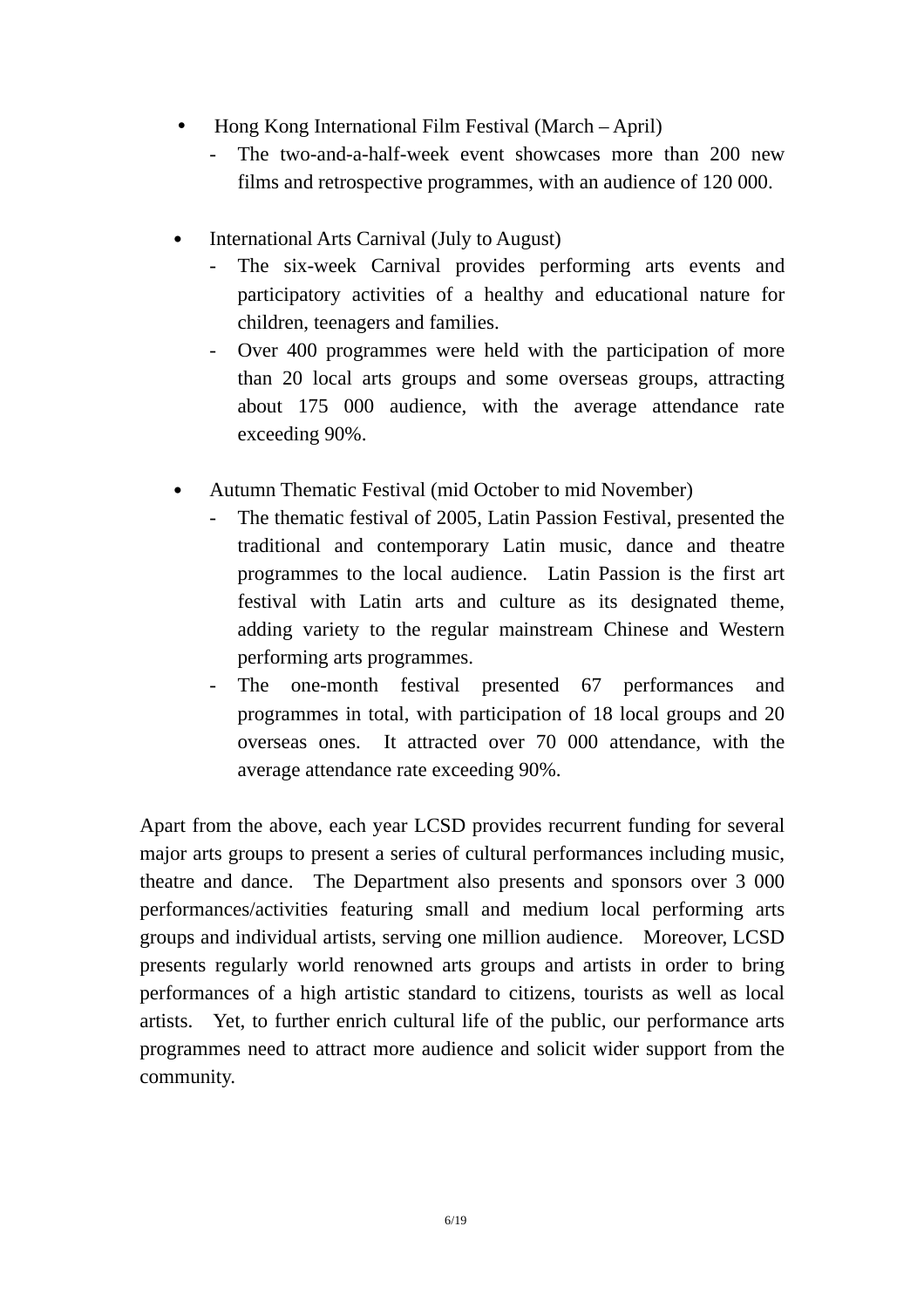- Hong Kong International Film Festival (March – April)
  - The two-and-a-half-week event showcases more than 200 new films and retrospective programmes, with an audience of 120 000.

- International Arts Carnival (July to August)
  - The six-week Carnival provides performing arts events and participatory activities of a healthy and educational nature for children, teenagers and families.
  - Over 400 programmes were held with the participation of more than 20 local arts groups and some overseas groups, attracting about 175 000 audience, with the average attendance rate exceeding 90%.

- Autumn Thematic Festival (mid October to mid November)
  - The thematic festival of 2005, Latin Passion Festival, presented the traditional and contemporary Latin music, dance and theatre programmes to the local audience. Latin Passion is the first art festival with Latin arts and culture as its designated theme, adding variety to the regular mainstream Chinese and Western performing arts programmes.
  - The one-month festival presented 67 performances and programmes in total, with participation of 18 local groups and 20 overseas ones. It attracted over 70 000 attendance, with the average attendance rate exceeding 90%.

Apart from the above, each year LCSD provides recurrent funding for several major arts groups to present a series of cultural performances including music, theatre and dance. The Department also presents and sponsors over 3 000 performances/activities featuring small and medium local performing arts groups and individual artists, serving one million audience. Moreover, LCSD presents regularly world renowned arts groups and artists in order to bring performances of a high artistic standard to citizens, tourists as well as local artists. Yet, to further enrich cultural life of the public, our performance arts programmes need to attract more audience and solicit wider support from the community.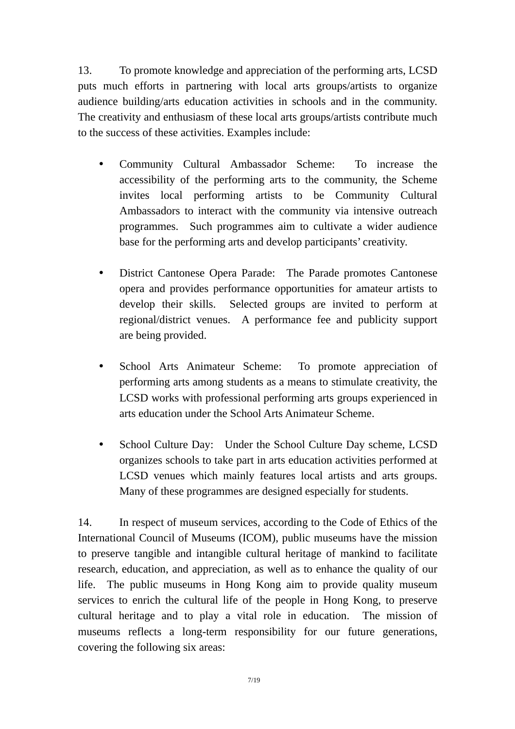13. To promote knowledge and appreciation of the performing arts, LCSD puts much efforts in partnering with local arts groups/artists to organize audience building/arts education activities in schools and in the community. The creativity and enthusiasm of these local arts groups/artists contribute much to the success of these activities. Examples include:

- Community Cultural Ambassador Scheme: To increase the accessibility of the performing arts to the community, the Scheme invites local performing artists to be Community Cultural Ambassadors to interact with the community via intensive outreach programmes. Such programmes aim to cultivate a wider audience base for the performing arts and develop participants' creativity.

- District Cantonese Opera Parade: The Parade promotes Cantonese opera and provides performance opportunities for amateur artists to develop their skills. Selected groups are invited to perform at regional/district venues. A performance fee and publicity support are being provided.

- School Arts Animateur Scheme: To promote appreciation of performing arts among students as a means to stimulate creativity, the LCSD works with professional performing arts groups experienced in arts education under the School Arts Animateur Scheme.

- School Culture Day: Under the School Culture Day scheme, LCSD organizes schools to take part in arts education activities performed at LCSD venues which mainly features local artists and arts groups. Many of these programmes are designed especially for students.

14. In respect of museum services, according to the Code of Ethics of the International Council of Museums (ICOM), public museums have the mission to preserve tangible and intangible cultural heritage of mankind to facilitate research, education, and appreciation, as well as to enhance the quality of our life. The public museums in Hong Kong aim to provide quality museum services to enrich the cultural life of the people in Hong Kong, to preserve cultural heritage and to play a vital role in education. The mission of museums reflects a long-term responsibility for our future generations, covering the following six areas: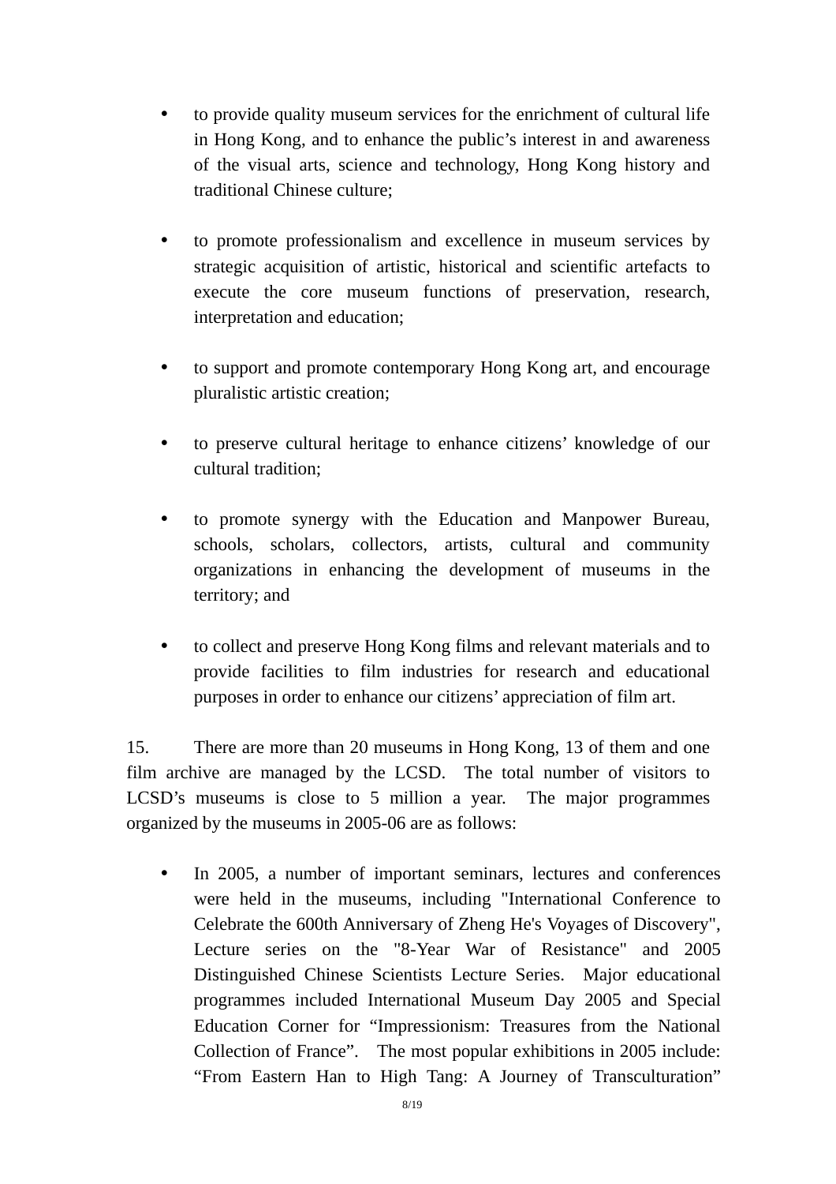- to provide quality museum services for the enrichment of cultural life in Hong Kong, and to enhance the public's interest in and awareness of the visual arts, science and technology, Hong Kong history and traditional Chinese culture;

- to promote professionalism and excellence in museum services by strategic acquisition of artistic, historical and scientific artefacts to execute the core museum functions of preservation, research, interpretation and education;

- to support and promote contemporary Hong Kong art, and encourage pluralistic artistic creation;

- to preserve cultural heritage to enhance citizens' knowledge of our cultural tradition;

- to promote synergy with the Education and Manpower Bureau, schools, scholars, collectors, artists, cultural and community organizations in enhancing the development of museums in the territory; and

- to collect and preserve Hong Kong films and relevant materials and to provide facilities to film industries for research and educational purposes in order to enhance our citizens' appreciation of film art.

15. There are more than 20 museums in Hong Kong, 13 of them and one film archive are managed by the LCSD. The total number of visitors to LCSD's museums is close to 5 million a year. The major programmes organized by the museums in 2005-06 are as follows:

- In 2005, a number of important seminars, lectures and conferences were held in the museums, including "International Conference to Celebrate the 600th Anniversary of Zheng He's Voyages of Discovery", Lecture series on the "8-Year War of Resistance" and 2005 Distinguished Chinese Scientists Lecture Series. Major educational programmes included International Museum Day 2005 and Special Education Corner for "Impressionism: Treasures from the National Collection of France". The most popular exhibitions in 2005 include: "From Eastern Han to High Tang: A Journey of Transculturation"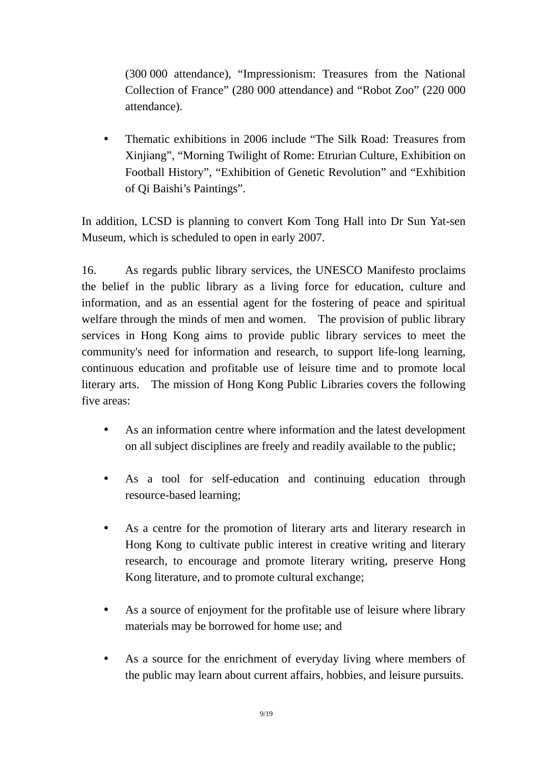(300 000 attendance), "Impressionism: Treasures from the National Collection of France" (280 000 attendance) and "Robot Zoo" (220 000 attendance).

- Thematic exhibitions in 2006 include "The Silk Road: Treasures from Xinjiang", "Morning Twilight of Rome: Etrurian Culture, Exhibition on Football History", "Exhibition of Genetic Revolution" and "Exhibition of Qi Baishi's Paintings".

In addition, LCSD is planning to convert Kom Tong Hall into Dr Sun Yat-sen Museum, which is scheduled to open in early 2007.

16. As regards public library services, the UNESCO Manifesto proclaims the belief in the public library as a living force for education, culture and information, and as an essential agent for the fostering of peace and spiritual welfare through the minds of men and women. The provision of public library services in Hong Kong aims to provide public library services to meet the community's need for information and research, to support life-long learning, continuous education and profitable use of leisure time and to promote local literary arts. The mission of Hong Kong Public Libraries covers the following five areas:

- As an information centre where information and the latest development on all subject disciplines are freely and readily available to the public;

- As a tool for self-education and continuing education through resource-based learning;

- As a centre for the promotion of literary arts and literary research in Hong Kong to cultivate public interest in creative writing and literary research, to encourage and promote literary writing, preserve Hong Kong literature, and to promote cultural exchange;

- As a source of enjoyment for the profitable use of leisure where library materials may be borrowed for home use; and

- As a source for the enrichment of everyday living where members of the public may learn about current affairs, hobbies, and leisure pursuits.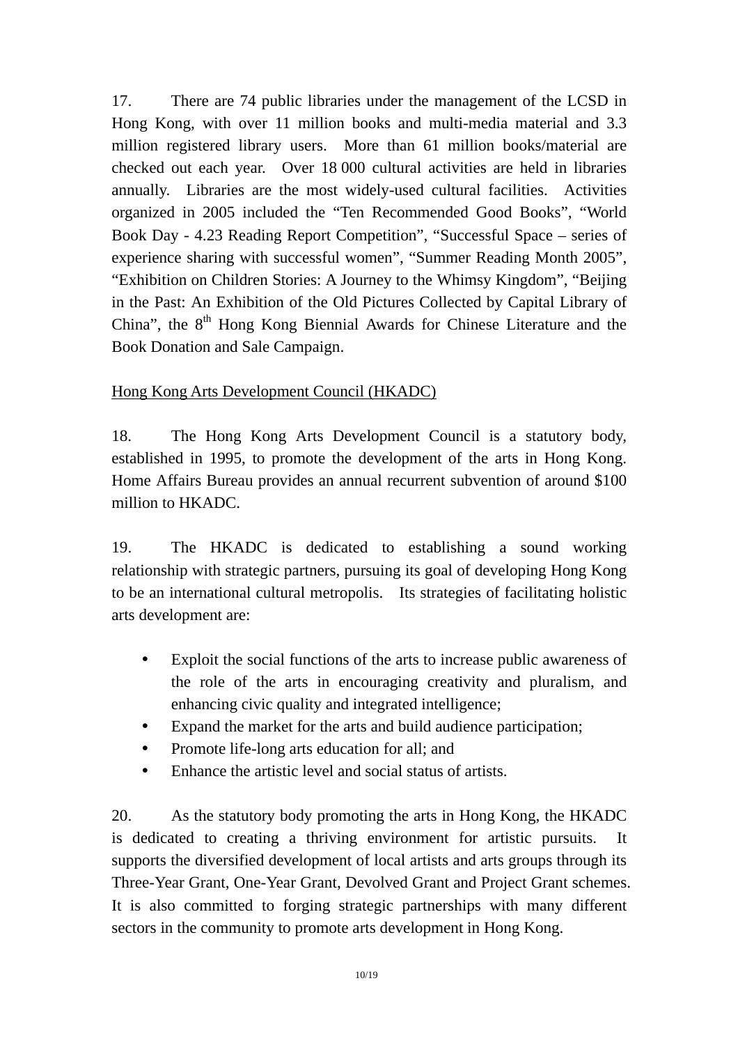17. There are 74 public libraries under the management of the LCSD in Hong Kong, with over 11 million books and multi-media material and 3.3 million registered library users. More than 61 million books/material are checked out each year. Over 18 000 cultural activities are held in libraries annually. Libraries are the most widely-used cultural facilities. Activities organized in 2005 included the "Ten Recommended Good Books", "World Book Day - 4.23 Reading Report Competition", "Successful Space – series of experience sharing with successful women", "Summer Reading Month 2005", "Exhibition on Children Stories: A Journey to the Whimsy Kingdom", "Beijing in the Past: An Exhibition of the Old Pictures Collected by Capital Library of China", the 8th Hong Kong Biennial Awards for Chinese Literature and the Book Donation and Sale Campaign.

Hong Kong Arts Development Council (HKADC)

18. The Hong Kong Arts Development Council is a statutory body, established in 1995, to promote the development of the arts in Hong Kong. Home Affairs Bureau provides an annual recurrent subvention of around $100 million to HKADC.

19. The HKADC is dedicated to establishing a sound working relationship with strategic partners, pursuing its goal of developing Hong Kong to be an international cultural metropolis. Its strategies of facilitating holistic arts development are:

- Exploit the social functions of the arts to increase public awareness of the role of the arts in encouraging creativity and pluralism, and enhancing civic quality and integrated intelligence;
- Expand the market for the arts and build audience participation;
- Promote life-long arts education for all; and
- Enhance the artistic level and social status of artists.

20. As the statutory body promoting the arts in Hong Kong, the HKADC is dedicated to creating a thriving environment for artistic pursuits. It supports the diversified development of local artists and arts groups through its Three-Year Grant, One-Year Grant, Devolved Grant and Project Grant schemes. It is also committed to forging strategic partnerships with many different sectors in the community to promote arts development in Hong Kong.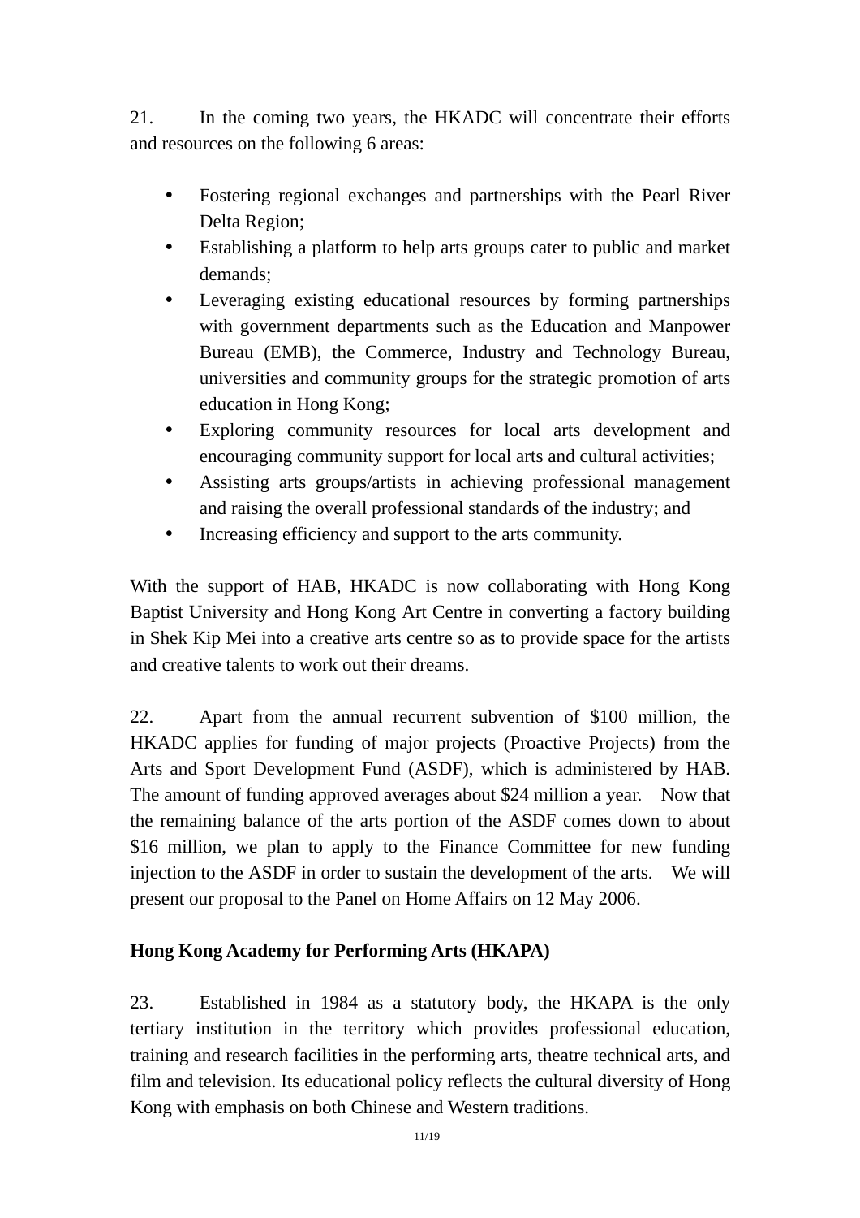21. In the coming two years, the HKADC will concentrate their efforts and resources on the following 6 areas:

- Fostering regional exchanges and partnerships with the Pearl River Delta Region;
- Establishing a platform to help arts groups cater to public and market demands;
- Leveraging existing educational resources by forming partnerships with government departments such as the Education and Manpower Bureau (EMB), the Commerce, Industry and Technology Bureau, universities and community groups for the strategic promotion of arts education in Hong Kong;
- Exploring community resources for local arts development and encouraging community support for local arts and cultural activities;
- Assisting arts groups/artists in achieving professional management and raising the overall professional standards of the industry; and
- Increasing efficiency and support to the arts community.

With the support of HAB, HKADC is now collaborating with Hong Kong Baptist University and Hong Kong Art Centre in converting a factory building in Shek Kip Mei into a creative arts centre so as to provide space for the artists and creative talents to work out their dreams.

22. Apart from the annual recurrent subvention of $100 million, the HKADC applies for funding of major projects (Proactive Projects) from the Arts and Sport Development Fund (ASDF), which is administered by HAB. The amount of funding approved averages about $24 million a year. Now that the remaining balance of the arts portion of the ASDF comes down to about $16 million, we plan to apply to the Finance Committee for new funding injection to the ASDF in order to sustain the development of the arts. We will present our proposal to the Panel on Home Affairs on 12 May 2006.

**Hong Kong Academy for Performing Arts (HKAPA)**

23. Established in 1984 as a statutory body, the HKAPA is the only tertiary institution in the territory which provides professional education, training and research facilities in the performing arts, theatre technical arts, and film and television. Its educational policy reflects the cultural diversity of Hong Kong with emphasis on both Chinese and Western traditions.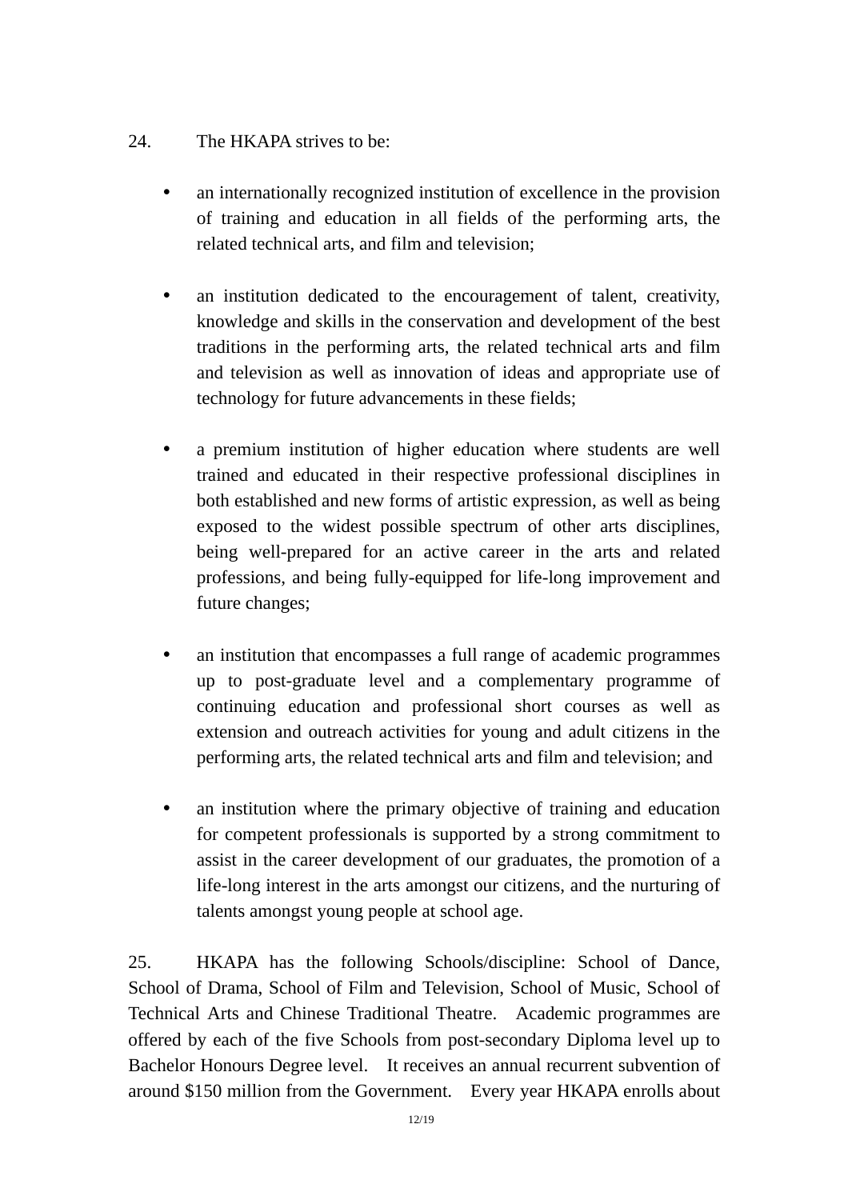24. The HKAPA strives to be:

- an internationally recognized institution of excellence in the provision of training and education in all fields of the performing arts, the related technical arts, and film and television;

- an institution dedicated to the encouragement of talent, creativity, knowledge and skills in the conservation and development of the best traditions in the performing arts, the related technical arts and film and television as well as innovation of ideas and appropriate use of technology for future advancements in these fields;

- a premium institution of higher education where students are well trained and educated in their respective professional disciplines in both established and new forms of artistic expression, as well as being exposed to the widest possible spectrum of other arts disciplines, being well-prepared for an active career in the arts and related professions, and being fully-equipped for life-long improvement and future changes;

- an institution that encompasses a full range of academic programmes up to post-graduate level and a complementary programme of continuing education and professional short courses as well as extension and outreach activities for young and adult citizens in the performing arts, the related technical arts and film and television; and

- an institution where the primary objective of training and education for competent professionals is supported by a strong commitment to assist in the career development of our graduates, the promotion of a life-long interest in the arts amongst our citizens, and the nurturing of talents amongst young people at school age.

25. HKAPA has the following Schools/discipline: School of Dance, School of Drama, School of Film and Television, School of Music, School of Technical Arts and Chinese Traditional Theatre. Academic programmes are offered by each of the five Schools from post-secondary Diploma level up to Bachelor Honours Degree level. It receives an annual recurrent subvention of around $150 million from the Government. Every year HKAPA enrolls about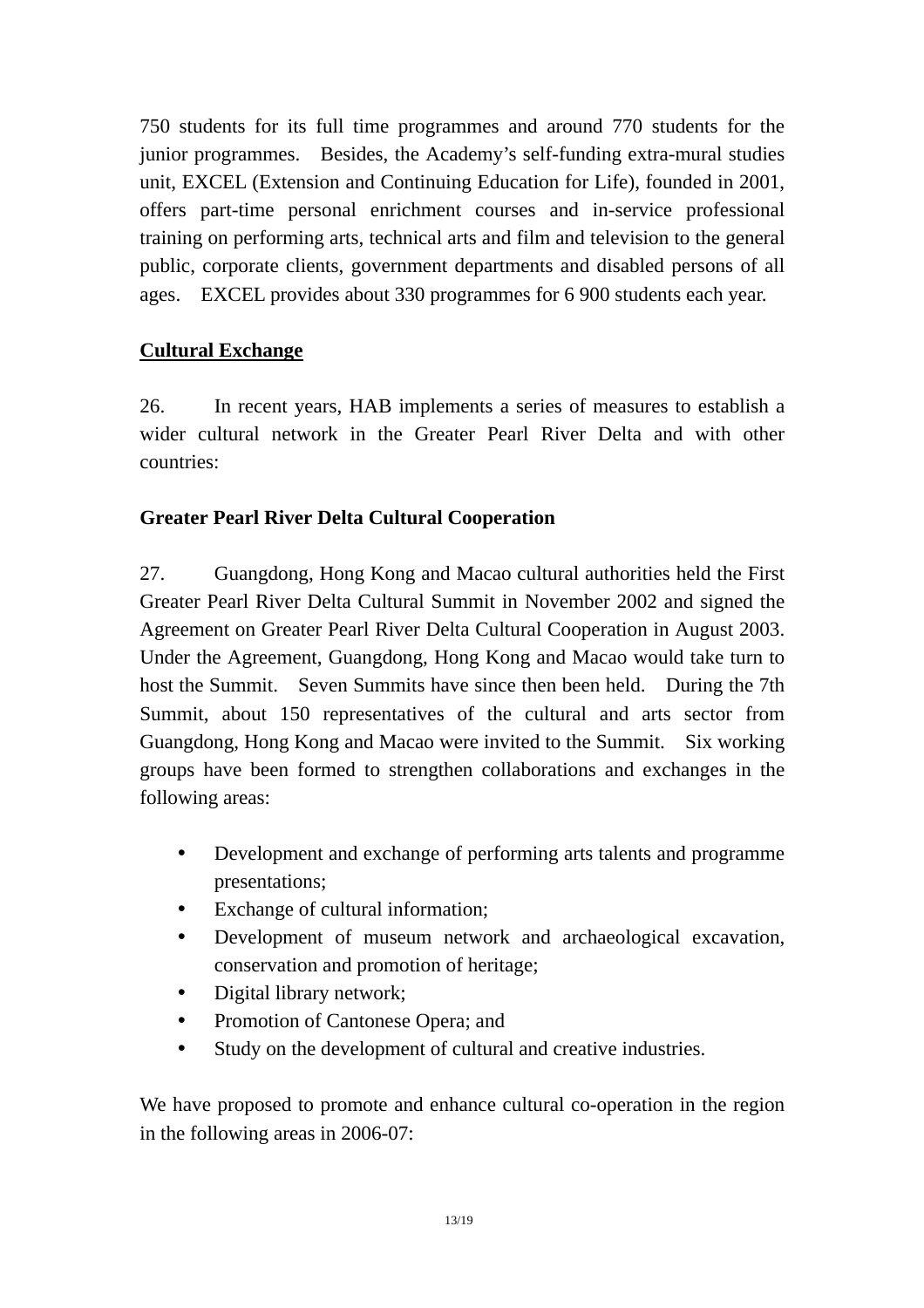750 students for its full time programmes and around 770 students for the junior programmes. Besides, the Academy's self-funding extra-mural studies unit, EXCEL (Extension and Continuing Education for Life), founded in 2001, offers part-time personal enrichment courses and in-service professional training on performing arts, technical arts and film and television to the general public, corporate clients, government departments and disabled persons of all ages. EXCEL provides about 330 programmes for 6 900 students each year.

## Cultural Exchange

26. In recent years, HAB implements a series of measures to establish a wider cultural network in the Greater Pearl River Delta and with other countries:

### Greater Pearl River Delta Cultural Cooperation

27. Guangdong, Hong Kong and Macao cultural authorities held the First Greater Pearl River Delta Cultural Summit in November 2002 and signed the Agreement on Greater Pearl River Delta Cultural Cooperation in August 2003. Under the Agreement, Guangdong, Hong Kong and Macao would take turn to host the Summit. Seven Summits have since then been held. During the 7th Summit, about 150 representatives of the cultural and arts sector from Guangdong, Hong Kong and Macao were invited to the Summit. Six working groups have been formed to strengthen collaborations and exchanges in the following areas:

- Development and exchange of performing arts talents and programme presentations;
- Exchange of cultural information;
- Development of museum network and archaeological excavation, conservation and promotion of heritage;
- Digital library network;
- Promotion of Cantonese Opera; and
- Study on the development of cultural and creative industries.

We have proposed to promote and enhance cultural co-operation in the region in the following areas in 2006-07: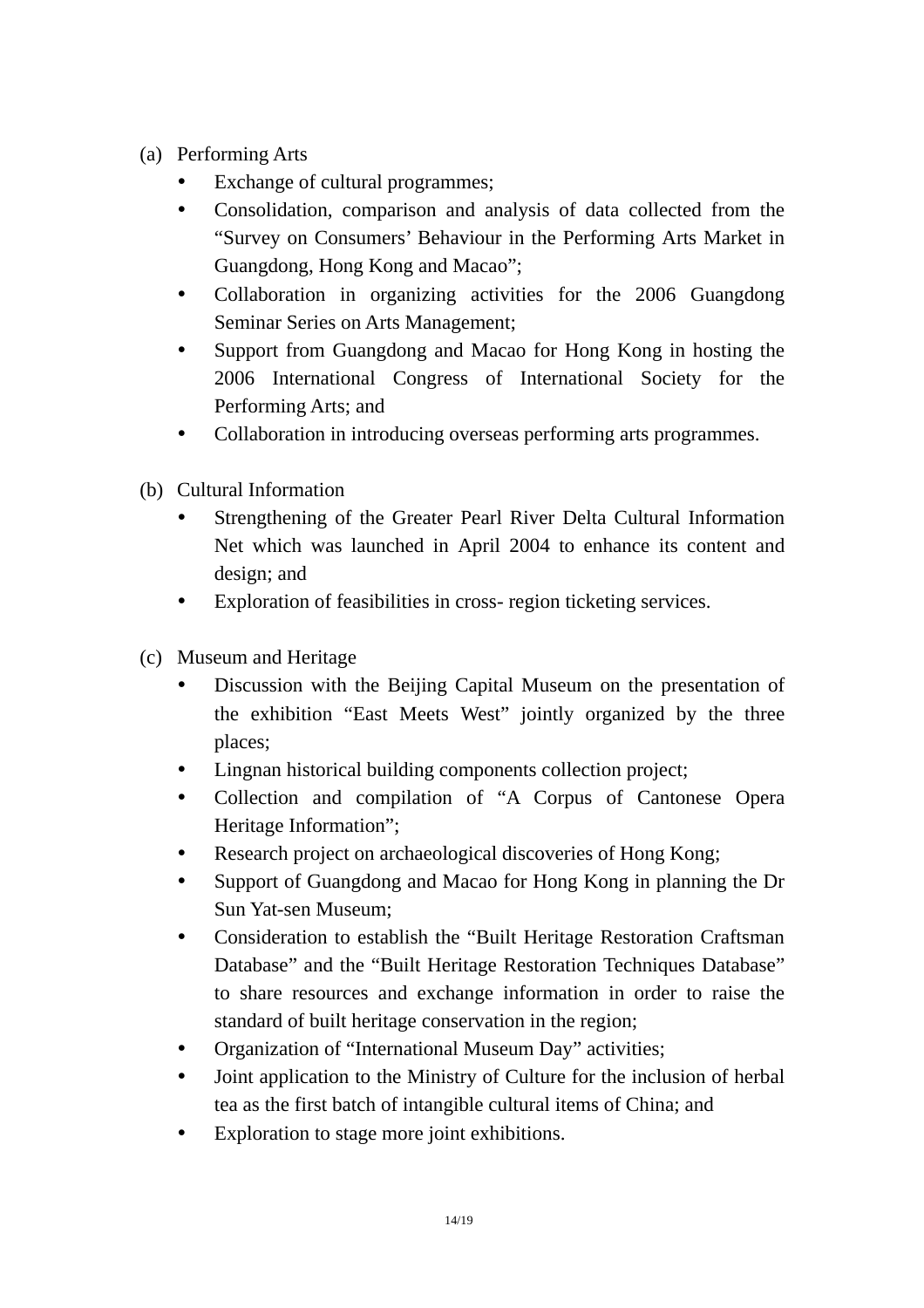(a) Performing Arts

- Exchange of cultural programmes;
- Consolidation, comparison and analysis of data collected from the "Survey on Consumers' Behaviour in the Performing Arts Market in Guangdong, Hong Kong and Macao";
- Collaboration in organizing activities for the 2006 Guangdong Seminar Series on Arts Management;
- Support from Guangdong and Macao for Hong Kong in hosting the 2006 International Congress of International Society for the Performing Arts; and
- Collaboration in introducing overseas performing arts programmes.

(b) Cultural Information

- Strengthening of the Greater Pearl River Delta Cultural Information Net which was launched in April 2004 to enhance its content and design; and
- Exploration of feasibilities in cross- region ticketing services.

(c) Museum and Heritage

- Discussion with the Beijing Capital Museum on the presentation of the exhibition "East Meets West" jointly organized by the three places;
- Lingnan historical building components collection project;
- Collection and compilation of "A Corpus of Cantonese Opera Heritage Information";
- Research project on archaeological discoveries of Hong Kong;
- Support of Guangdong and Macao for Hong Kong in planning the Dr Sun Yat-sen Museum;
- Consideration to establish the "Built Heritage Restoration Craftsman Database" and the "Built Heritage Restoration Techniques Database" to share resources and exchange information in order to raise the standard of built heritage conservation in the region;
- Organization of "International Museum Day" activities;
- Joint application to the Ministry of Culture for the inclusion of herbal tea as the first batch of intangible cultural items of China; and
- Exploration to stage more joint exhibitions.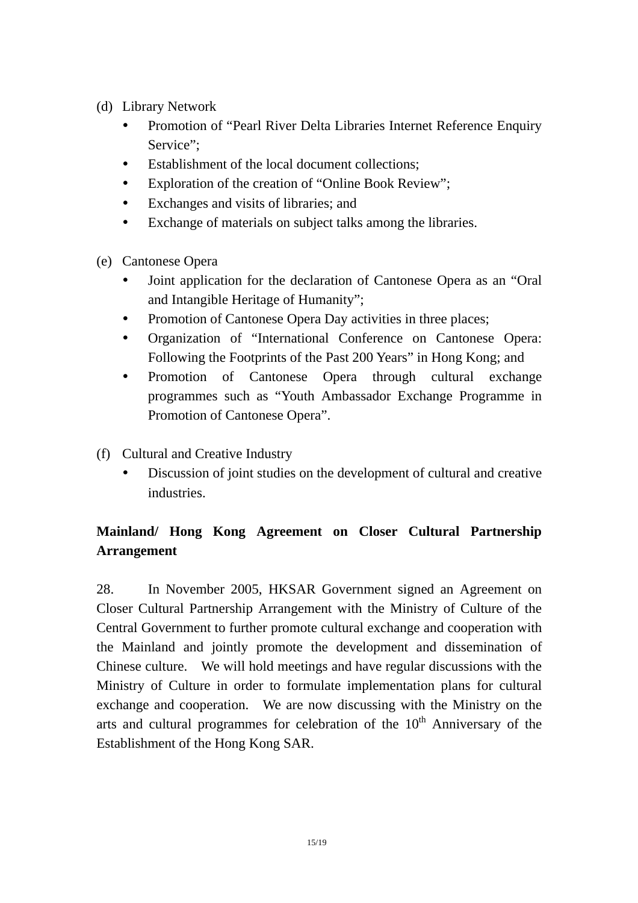(d) Library Network

- Promotion of “Pearl River Delta Libraries Internet Reference Enquiry Service”;
- Establishment of the local document collections;
- Exploration of the creation of “Online Book Review”;
- Exchanges and visits of libraries; and
- Exchange of materials on subject talks among the libraries.

(e) Cantonese Opera

- Joint application for the declaration of Cantonese Opera as an “Oral and Intangible Heritage of Humanity”;
- Promotion of Cantonese Opera Day activities in three places;
- Organization of “International Conference on Cantonese Opera: Following the Footprints of the Past 200 Years” in Hong Kong; and
- Promotion of Cantonese Opera through cultural exchange programmes such as “Youth Ambassador Exchange Programme in Promotion of Cantonese Opera”.

(f) Cultural and Creative Industry

- Discussion of joint studies on the development of cultural and creative industries.

**Mainland/ Hong Kong Agreement on Closer Cultural Partnership Arrangement**

28. In November 2005, HKSAR Government signed an Agreement on Closer Cultural Partnership Arrangement with the Ministry of Culture of the Central Government to further promote cultural exchange and cooperation with the Mainland and jointly promote the development and dissemination of Chinese culture. We will hold meetings and have regular discussions with the Ministry of Culture in order to formulate implementation plans for cultural exchange and cooperation. We are now discussing with the Ministry on the arts and cultural programmes for celebration of the $10^{th}$ Anniversary of the Establishment of the Hong Kong SAR.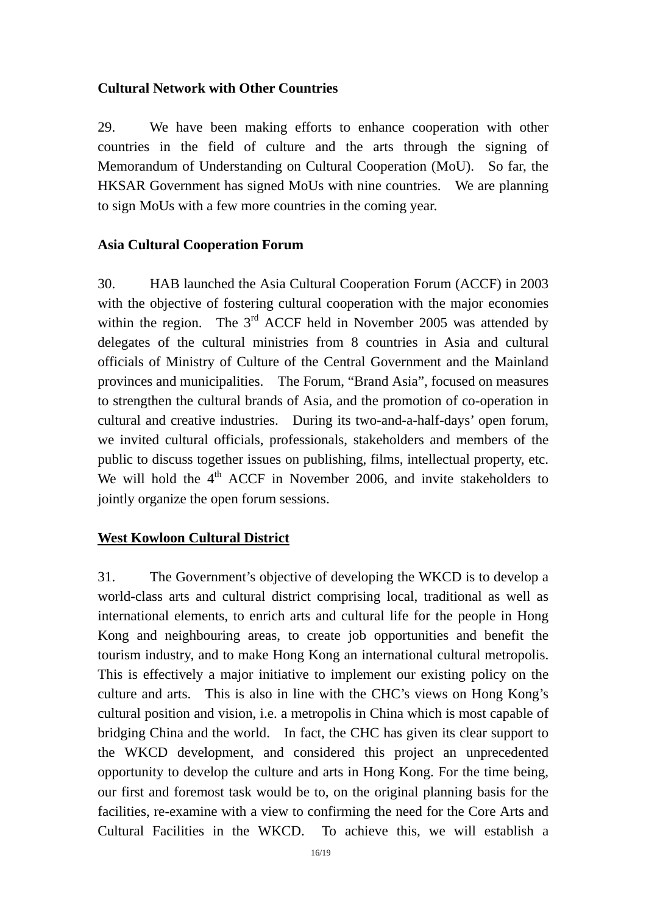**Cultural Network with Other Countries**

29. We have been making efforts to enhance cooperation with other countries in the field of culture and the arts through the signing of Memorandum of Understanding on Cultural Cooperation (MoU). So far, the HKSAR Government has signed MoUs with nine countries. We are planning to sign MoUs with a few more countries in the coming year.

**Asia Cultural Cooperation Forum**

30. HAB launched the Asia Cultural Cooperation Forum (ACCF) in 2003 with the objective of fostering cultural cooperation with the major economies within the region. The 3rd ACCF held in November 2005 was attended by delegates of the cultural ministries from 8 countries in Asia and cultural officials of Ministry of Culture of the Central Government and the Mainland provinces and municipalities. The Forum, "Brand Asia", focused on measures to strengthen the cultural brands of Asia, and the promotion of co-operation in cultural and creative industries. During its two-and-a-half-days' open forum, we invited cultural officials, professionals, stakeholders and members of the public to discuss together issues on publishing, films, intellectual property, etc. We will hold the 4th ACCF in November 2006, and invite stakeholders to jointly organize the open forum sessions.

**West Kowloon Cultural District**

31. The Government's objective of developing the WKCD is to develop a world-class arts and cultural district comprising local, traditional as well as international elements, to enrich arts and cultural life for the people in Hong Kong and neighbouring areas, to create job opportunities and benefit the tourism industry, and to make Hong Kong an international cultural metropolis. This is effectively a major initiative to implement our existing policy on the culture and arts. This is also in line with the CHC's views on Hong Kong's cultural position and vision, i.e. a metropolis in China which is most capable of bridging China and the world. In fact, the CHC has given its clear support to the WKCD development, and considered this project an unprecedented opportunity to develop the culture and arts in Hong Kong. For the time being, our first and foremost task would be to, on the original planning basis for the facilities, re-examine with a view to confirming the need for the Core Arts and Cultural Facilities in the WKCD. To achieve this, we will establish a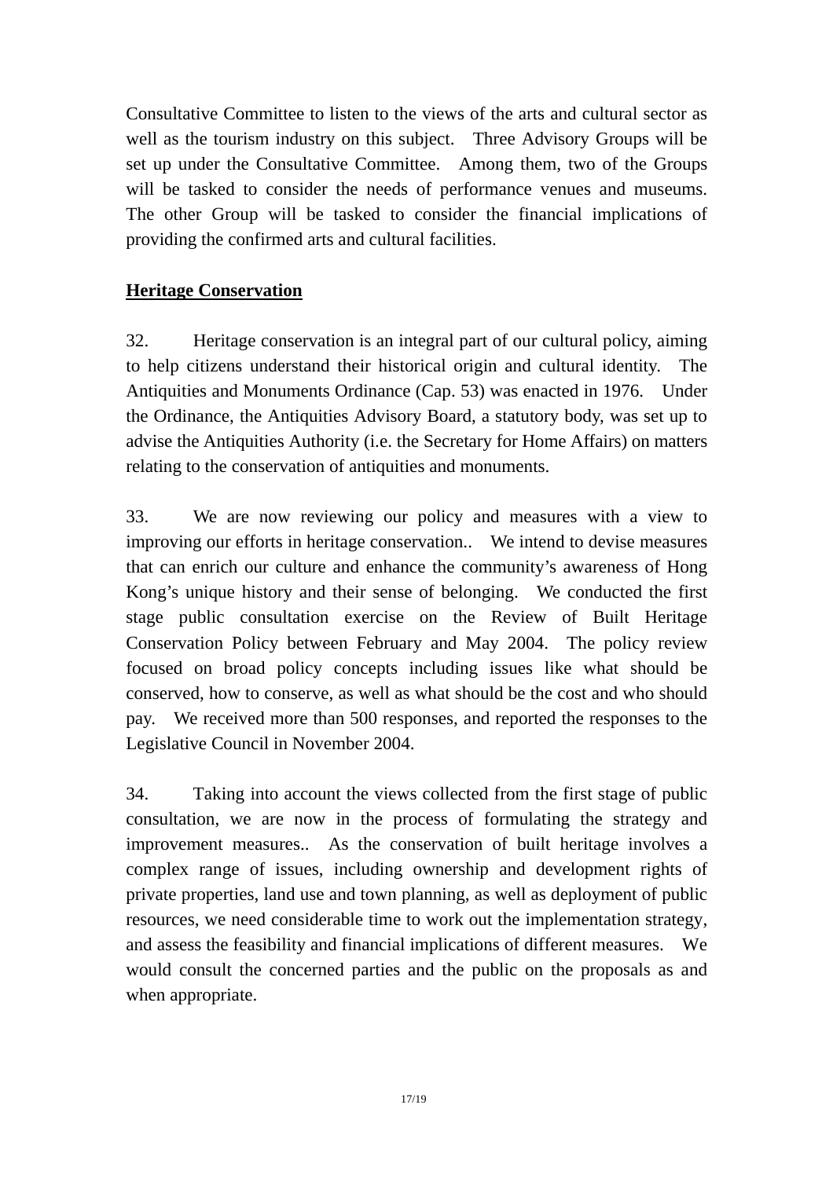Consultative Committee to listen to the views of the arts and cultural sector as well as the tourism industry on this subject. Three Advisory Groups will be set up under the Consultative Committee. Among them, two of the Groups will be tasked to consider the needs of performance venues and museums. The other Group will be tasked to consider the financial implications of providing the confirmed arts and cultural facilities.

**<u>Heritage Conservation</u>**

32. Heritage conservation is an integral part of our cultural policy, aiming to help citizens understand their historical origin and cultural identity. The Antiquities and Monuments Ordinance (Cap. 53) was enacted in 1976. Under the Ordinance, the Antiquities Advisory Board, a statutory body, was set up to advise the Antiquities Authority (i.e. the Secretary for Home Affairs) on matters relating to the conservation of antiquities and monuments.

33. We are now reviewing our policy and measures with a view to improving our efforts in heritage conservation.. We intend to devise measures that can enrich our culture and enhance the community's awareness of Hong Kong's unique history and their sense of belonging. We conducted the first stage public consultation exercise on the Review of Built Heritage Conservation Policy between February and May 2004. The policy review focused on broad policy concepts including issues like what should be conserved, how to conserve, as well as what should be the cost and who should pay. We received more than 500 responses, and reported the responses to the Legislative Council in November 2004.

34. Taking into account the views collected from the first stage of public consultation, we are now in the process of formulating the strategy and improvement measures.. As the conservation of built heritage involves a complex range of issues, including ownership and development rights of private properties, land use and town planning, as well as deployment of public resources, we need considerable time to work out the implementation strategy, and assess the feasibility and financial implications of different measures. We would consult the concerned parties and the public on the proposals as and when appropriate.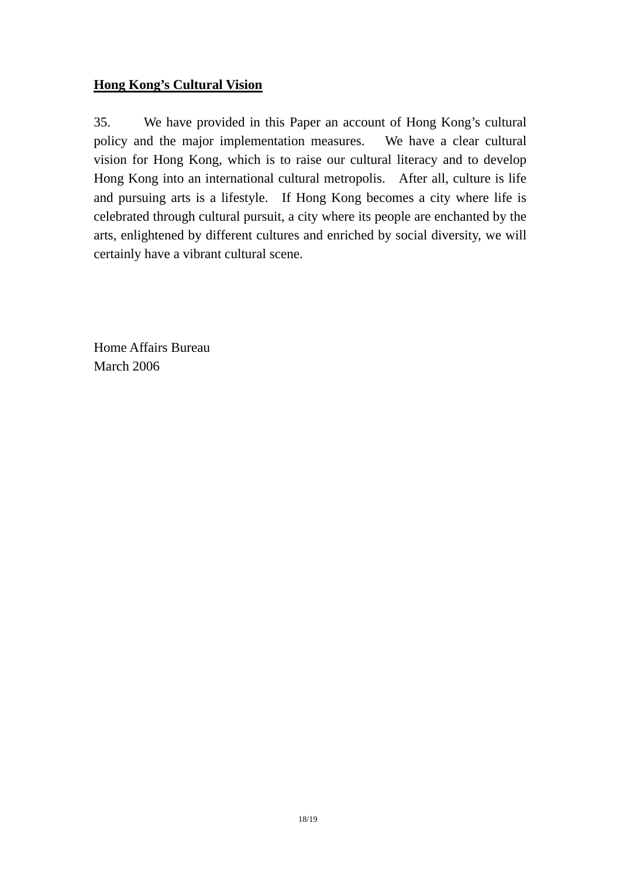## **Hong Kong's Cultural Vision**

35. We have provided in this Paper an account of Hong Kong's cultural policy and the major implementation measures. We have a clear cultural vision for Hong Kong, which is to raise our cultural literacy and to develop Hong Kong into an international cultural metropolis. After all, culture is life and pursuing arts is a lifestyle. If Hong Kong becomes a city where life is celebrated through cultural pursuit, a city where its people are enchanted by the arts, enlightened by different cultures and enriched by social diversity, we will certainly have a vibrant cultural scene.

Home Affairs Bureau
March 2006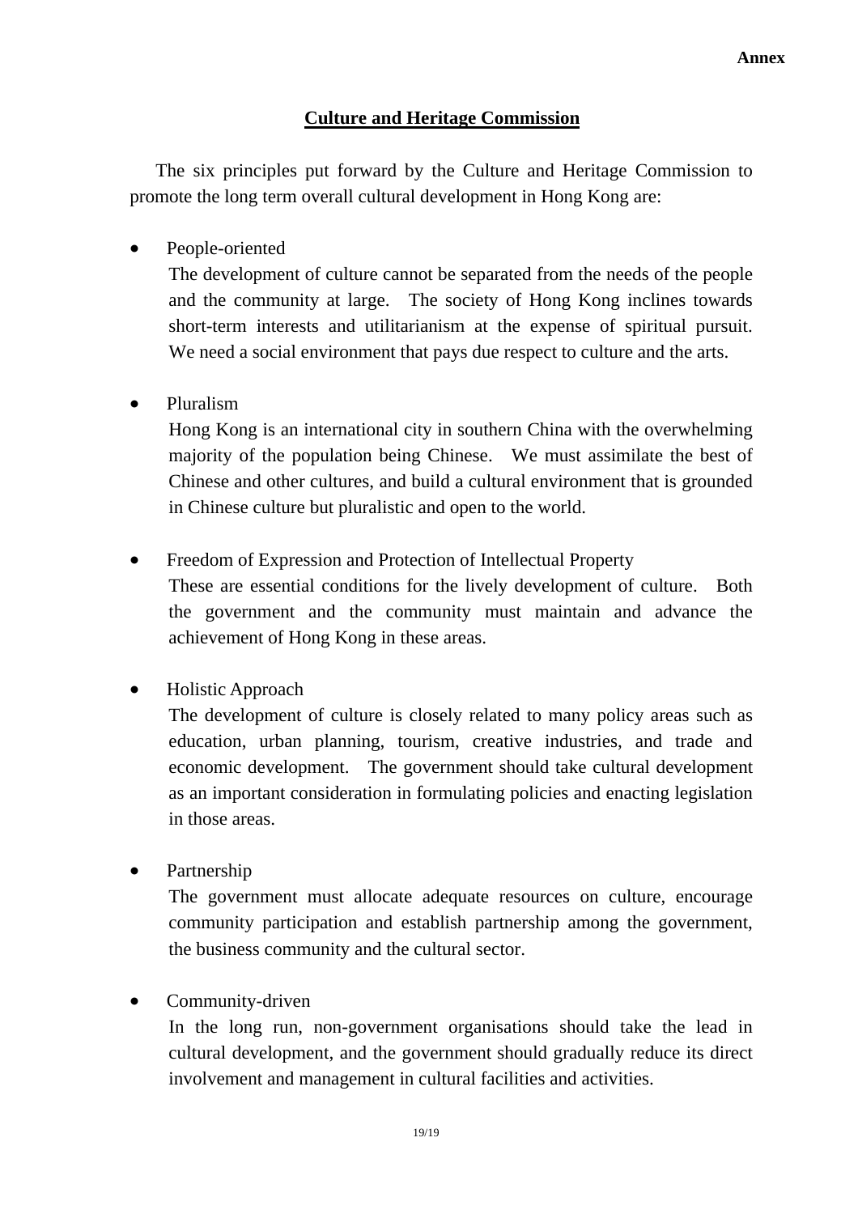**Annex**

# Culture and Heritage Commission

The six principles put forward by the Culture and Heritage Commission to promote the long term overall cultural development in Hong Kong are:

- People-oriented
  The development of culture cannot be separated from the needs of the people and the community at large. The society of Hong Kong inclines towards short-term interests and utilitarianism at the expense of spiritual pursuit. We need a social environment that pays due respect to culture and the arts.

- Pluralism
  Hong Kong is an international city in southern China with the overwhelming majority of the population being Chinese. We must assimilate the best of Chinese and other cultures, and build a cultural environment that is grounded in Chinese culture but pluralistic and open to the world.

- Freedom of Expression and Protection of Intellectual Property
  These are essential conditions for the lively development of culture. Both the government and the community must maintain and advance the achievement of Hong Kong in these areas.

- Holistic Approach
  The development of culture is closely related to many policy areas such as education, urban planning, tourism, creative industries, and trade and economic development. The government should take cultural development as an important consideration in formulating policies and enacting legislation in those areas.

- Partnership
  The government must allocate adequate resources on culture, encourage community participation and establish partnership among the government, the business community and the cultural sector.

- Community-driven
  In the long run, non-government organisations should take the lead in cultural development, and the government should gradually reduce its direct involvement and management in cultural facilities and activities.